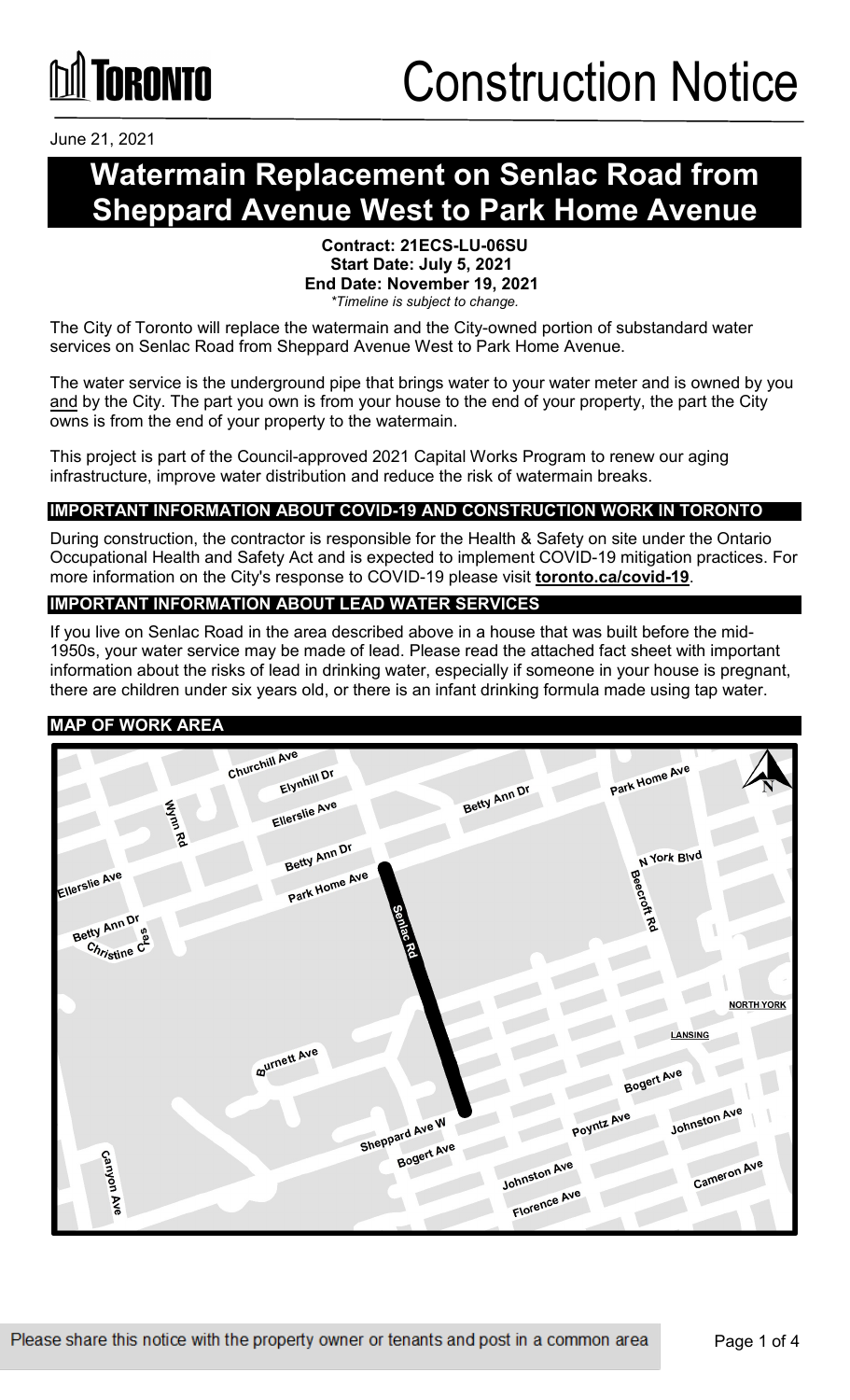# Construction Notice

June 21, 2021

# Watermain Replacement on Senlac Road from Sheppard Avenue West to Park Home Avenue

**Contract: 21ECS-LU-06SU**
**Start Date: July 5, 2021**
**End Date: November 19, 2021**
*\*Timeline is subject to change.*

The City of Toronto will replace the watermain and the City-owned portion of substandard water services on Senlac Road from Sheppard Avenue West to Park Home Avenue.

The water service is the underground pipe that brings water to your water meter and is owned by you <u>and</u> by the City. The part you own is from your house to the end of your property, the part the City owns is from the end of your property to the watermain.

This project is part of the Council-approved 2021 Capital Works Program to renew our aging infrastructure, improve water distribution and reduce the risk of watermain breaks.

## IMPORTANT INFORMATION ABOUT COVID-19 AND CONSTRUCTION WORK IN TORONTO

During construction, the contractor is responsible for the Health & Safety on site under the Ontario Occupational Health and Safety Act and is expected to implement COVID-19 mitigation practices. For more information on the City's response to COVID-19 please visit **toronto.ca/covid-19**.

## IMPORTANT INFORMATION ABOUT LEAD WATER SERVICES

If you live on Senlac Road in the area described above in a house that was built before the mid-1950s, your water service may be made of lead. Please read the attached fact sheet with important information about the risks of lead in drinking water, especially if someone in your house is pregnant, there are children under six years old, or there is an infant drinking formula made using tap water.

## MAP OF WORK AREA

Please share this notice with the property owner or tenants and post in a common area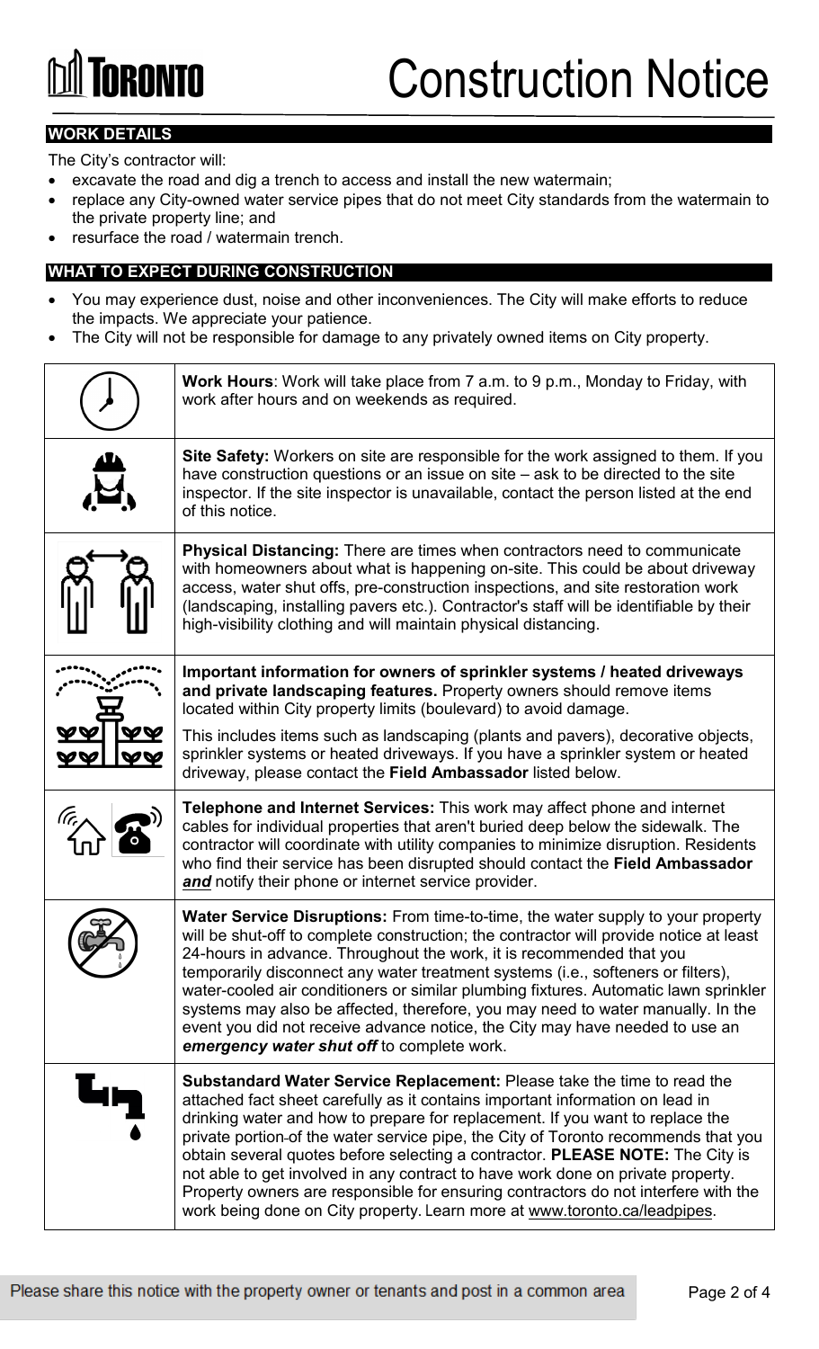# Construction Notice

## WORK DETAILS

The City's contractor will:

- excavate the road and dig a trench to access and install the new watermain;
- replace any City-owned water service pipes that do not meet City standards from the watermain to the private property line; and
- resurface the road / watermain trench.

## WHAT TO EXPECT DURING CONSTRUCTION

- You may experience dust, noise and other inconveniences. The City will make efforts to reduce the impacts. We appreciate your patience.
- The City will not be responsible for damage to any privately owned items on City property.

**Work Hours**: Work will take place from 7 a.m. to 9 p.m., Monday to Friday, with work after hours and on weekends as required.

**Site Safety:** Workers on site are responsible for the work assigned to them. If you have construction questions or an issue on site – ask to be directed to the site inspector. If the site inspector is unavailable, contact the person listed at the end of this notice.

**Physical Distancing:** There are times when contractors need to communicate with homeowners about what is happening on-site. This could be about driveway access, water shut offs, pre-construction inspections, and site restoration work (landscaping, installing pavers etc.). Contractor's staff will be identifiable by their high-visibility clothing and will maintain physical distancing.

**Important information for owners of sprinkler systems / heated driveways and private landscaping features.** Property owners should remove items located within City property limits (boulevard) to avoid damage.

This includes items such as landscaping (plants and pavers), decorative objects, sprinkler systems or heated driveways. If you have a sprinkler system or heated driveway, please contact the **Field Ambassador** listed below.

**Telephone and Internet Services:** This work may affect phone and internet cables for individual properties that aren't buried deep below the sidewalk. The contractor will coordinate with utility companies to minimize disruption. Residents who find their service has been disrupted should contact the **Field Ambassador** ***and*** notify their phone or internet service provider.

**Water Service Disruptions:** From time-to-time, the water supply to your property will be shut-off to complete construction; the contractor will provide notice at least 24-hours in advance. Throughout the work, it is recommended that you temporarily disconnect any water treatment systems (i.e., softeners or filters), water-cooled air conditioners or similar plumbing fixtures. Automatic lawn sprinkler systems may also be affected, therefore, you may need to water manually. In the event you did not receive advance notice, the City may have needed to use an ***emergency water shut off*** to complete work.

**Substandard Water Service Replacement:** Please take the time to read the attached fact sheet carefully as it contains important information on lead in drinking water and how to prepare for replacement. If you want to replace the private portion of the water service pipe, the City of Toronto recommends that you obtain several quotes before selecting a contractor. **PLEASE NOTE:** The City is not able to get involved in any contract to have work done on private property. Property owners are responsible for ensuring contractors do not interfere with the work being done on City property. Learn more at www.toronto.ca/leadpipes.

Please share this notice with the property owner or tenants and post in a common area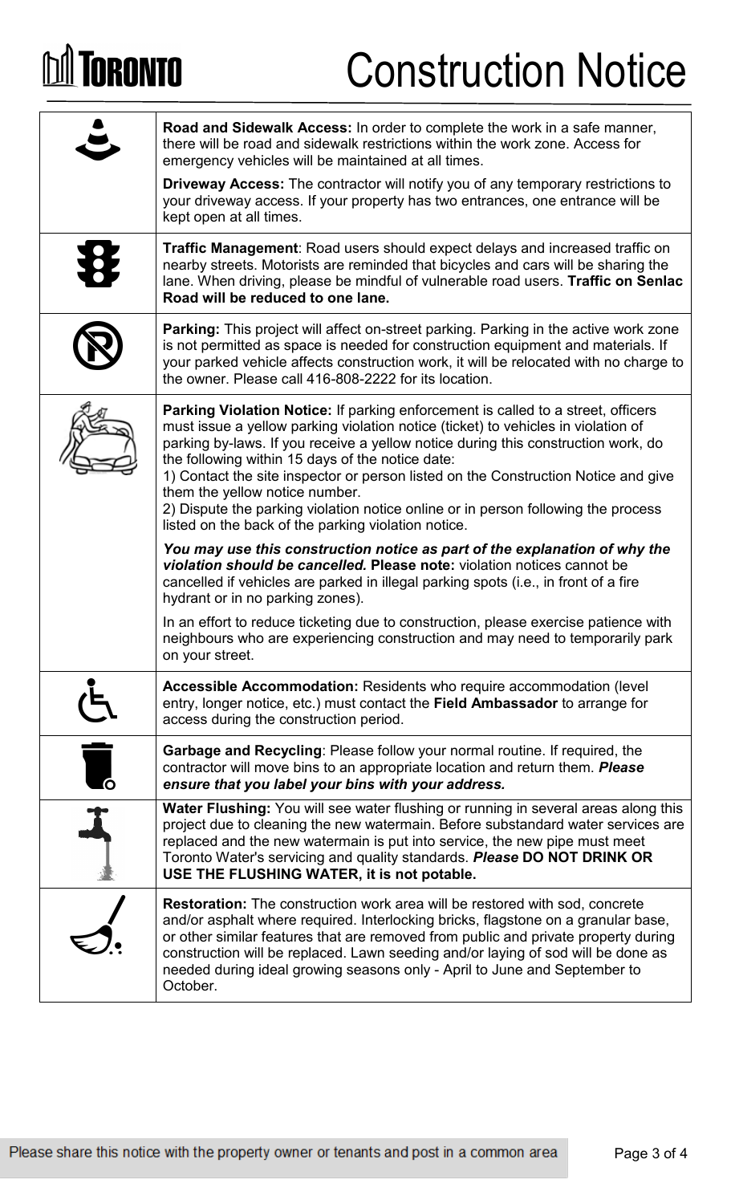# Construction Notice

**Road and Sidewalk Access:** In order to complete the work in a safe manner, there will be road and sidewalk restrictions within the work zone. Access for emergency vehicles will be maintained at all times.

**Driveway Access:** The contractor will notify you of any temporary restrictions to your driveway access. If your property has two entrances, one entrance will be kept open at all times.

**Traffic Management**: Road users should expect delays and increased traffic on nearby streets. Motorists are reminded that bicycles and cars will be sharing the lane. When driving, please be mindful of vulnerable road users. **Traffic on Senlac Road will be reduced to one lane.**

**Parking:** This project will affect on-street parking. Parking in the active work zone is not permitted as space is needed for construction equipment and materials. If your parked vehicle affects construction work, it will be relocated with no charge to the owner. Please call 416-808-2222 for its location.

**Parking Violation Notice:** If parking enforcement is called to a street, officers must issue a yellow parking violation notice (ticket) to vehicles in violation of parking by-laws. If you receive a yellow notice during this construction work, do the following within 15 days of the notice date:

1) Contact the site inspector or person listed on the Construction Notice and give them the yellow notice number.

2) Dispute the parking violation notice online or in person following the process listed on the back of the parking violation notice.

***You may use this construction notice as part of the explanation of why the violation should be cancelled.*** **Please note:** violation notices cannot be cancelled if vehicles are parked in illegal parking spots (i.e., in front of a fire hydrant or in no parking zones).

In an effort to reduce ticketing due to construction, please exercise patience with neighbours who are experiencing construction and may need to temporarily park on your street.

**Accessible Accommodation:** Residents who require accommodation (level entry, longer notice, etc.) must contact the **Field Ambassador** to arrange for access during the construction period.

**Garbage and Recycling**: Please follow your normal routine. If required, the contractor will move bins to an appropriate location and return them. ***Please ensure that you label your bins with your address.***

**Water Flushing:** You will see water flushing or running in several areas along this project due to cleaning the new watermain. Before substandard water services are replaced and the new watermain is put into service, the new pipe must meet Toronto Water's servicing and quality standards. ***Please* DO NOT DRINK OR USE THE FLUSHING WATER, it is not potable.**

**Restoration:** The construction work area will be restored with sod, concrete and/or asphalt where required. Interlocking bricks, flagstone on a granular base, or other similar features that are removed from public and private property during construction will be replaced. Lawn seeding and/or laying of sod will be done as needed during ideal growing seasons only - April to June and September to October.

Please share this notice with the property owner or tenants and post in a common area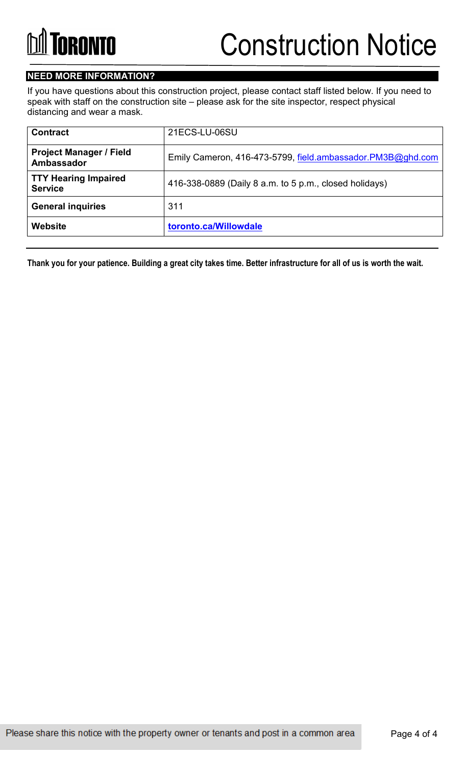# Construction Notice

## NEED MORE INFORMATION?

If you have questions about this construction project, please contact staff listed below. If you need to speak with staff on the construction site – please ask for the site inspector, respect physical distancing and wear a mask.

| | |
|---|---|
| **Contract** | 21ECS-LU-06SU |
| **Project Manager / Field Ambassador** | Emily Cameron, 416-473-5799, field.ambassador.PM3B@ghd.com |
| **TTY Hearing Impaired Service** | 416-338-0889 (Daily 8 a.m. to 5 p.m., closed holidays) |
| **General inquiries** | 311 |
| **Website** | **toronto.ca/Willowdale** |

**Thank you for your patience. Building a great city takes time. Better infrastructure for all of us is worth the wait.**

Please share this notice with the property owner or tenants and post in a common area